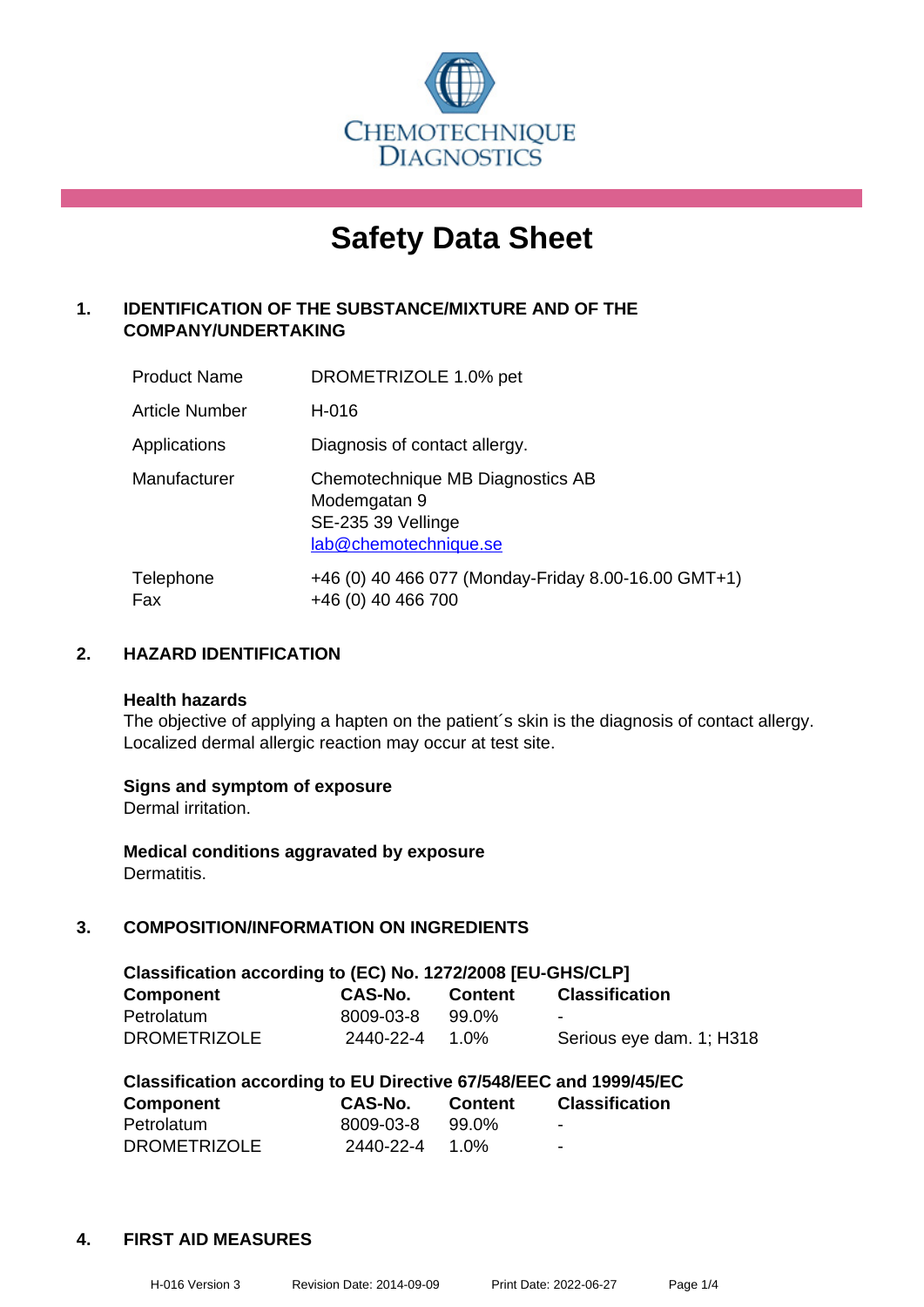CHEMOTECHNIQUE DIAGNOSTICS

# Safety Data Sheet

## 1. IDENTIFICATION OF THE SUBSTANCE/MIXTURE AND OF THE COMPANY/UNDERTAKING

| | |
|---|---|
| Product Name | DROMETRIZOLE 1.0% pet |
| Article Number | H-016 |
| Applications | Diagnosis of contact allergy. |
| Manufacturer | Chemotechnique MB Diagnostics AB<br>Modemgatan 9<br>SE-235 39 Vellinge<br>lab@chemotechnique.se |
| Telephone<br>Fax | +46 (0) 40 466 077 (Monday-Friday 8.00-16.00 GMT+1)<br>+46 (0) 40 466 700 |

## 2. HAZARD IDENTIFICATION

**Health hazards**
The objective of applying a hapten on the patient´s skin is the diagnosis of contact allergy. Localized dermal allergic reaction may occur at test site.

**Signs and symptom of exposure**
Dermal irritation.

**Medical conditions aggravated by exposure**
Dermatitis.

## 3. COMPOSITION/INFORMATION ON INGREDIENTS

**Classification according to (EC) No. 1272/2008 [EU-GHS/CLP]**

| Component | CAS-No. | Content | Classification |
|---|---|---|---|
| Petrolatum | 8009-03-8 | 99.0% | - |
| DROMETRIZOLE | 2440-22-4 | 1.0% | Serious eye dam. 1; H318 |

**Classification according to EU Directive 67/548/EEC and 1999/45/EC**

| Component | CAS-No. | Content | Classification |
|---|---|---|---|
| Petrolatum | 8009-03-8 | 99.0% | - |
| DROMETRIZOLE | 2440-22-4 | 1.0% | - |

## 4. FIRST AID MEASURES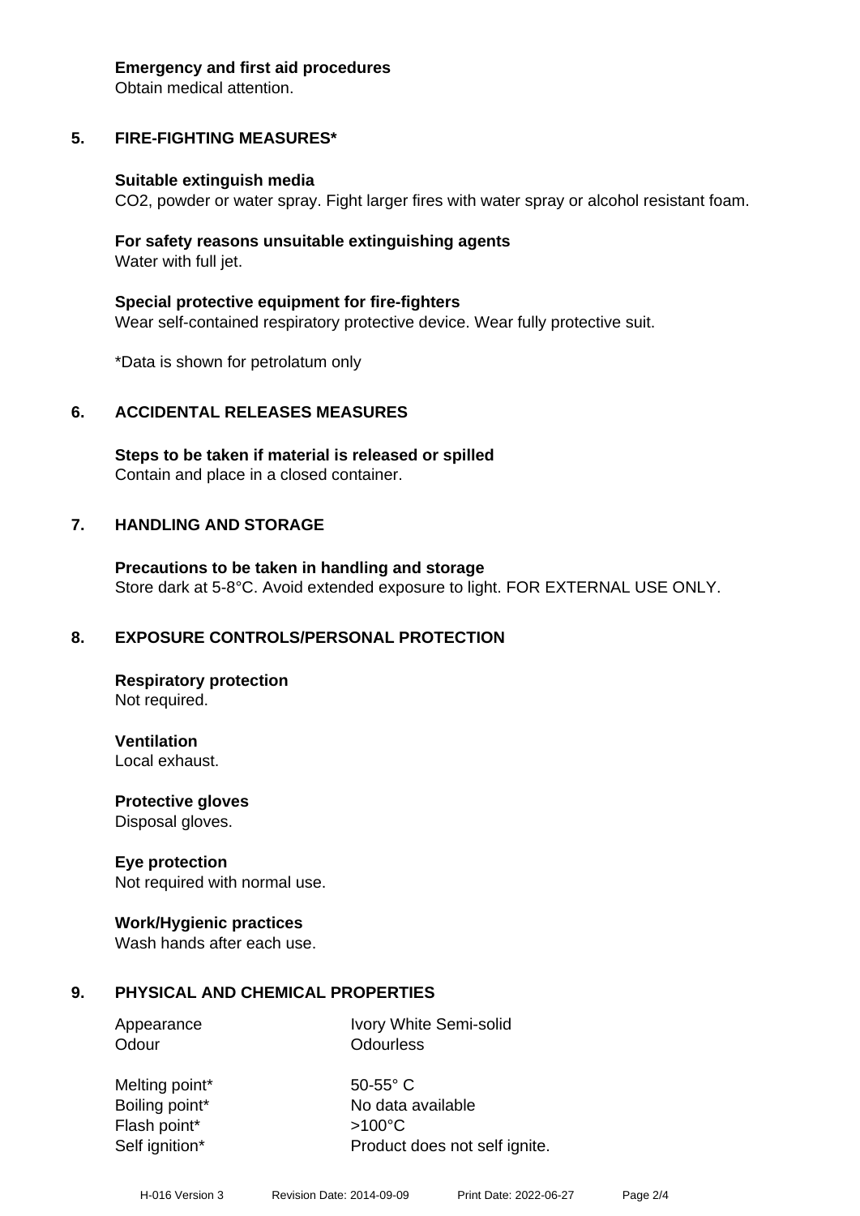**Emergency and first aid procedures**
Obtain medical attention.

## 5. FIRE-FIGHTING MEASURES*

**Suitable extinguish media**
$CO_2$, powder or water spray. Fight larger fires with water spray or alcohol resistant foam.

**For safety reasons unsuitable extinguishing agents**
Water with full jet.

**Special protective equipment for fire-fighters**
Wear self-contained respiratory protective device. Wear fully protective suit.

*Data is shown for petrolatum only

## 6. ACCIDENTAL RELEASES MEASURES

**Steps to be taken if material is released or spilled**
Contain and place in a closed container.

## 7. HANDLING AND STORAGE

**Precautions to be taken in handling and storage**
Store dark at 5-8°C. Avoid extended exposure to light. FOR EXTERNAL USE ONLY.

## 8. EXPOSURE CONTROLS/PERSONAL PROTECTION

**Respiratory protection**
Not required.

**Ventilation**
Local exhaust.

**Protective gloves**
Disposal gloves.

**Eye protection**
Not required with normal use.

**Work/Hygienic practices**
Wash hands after each use.

## 9. PHYSICAL AND CHEMICAL PROPERTIES

| | |
|---|---|
| Appearance | Ivory White Semi-solid |
| Odour | Odourless |
| Melting point* | 50-55° C |
| Boiling point* | No data available |
| Flash point* | >100°C |
| Self ignition* | Product does not self ignite. |

H-016 Version 3 Revision Date: 2014-09-09 Print Date: 2022-06-27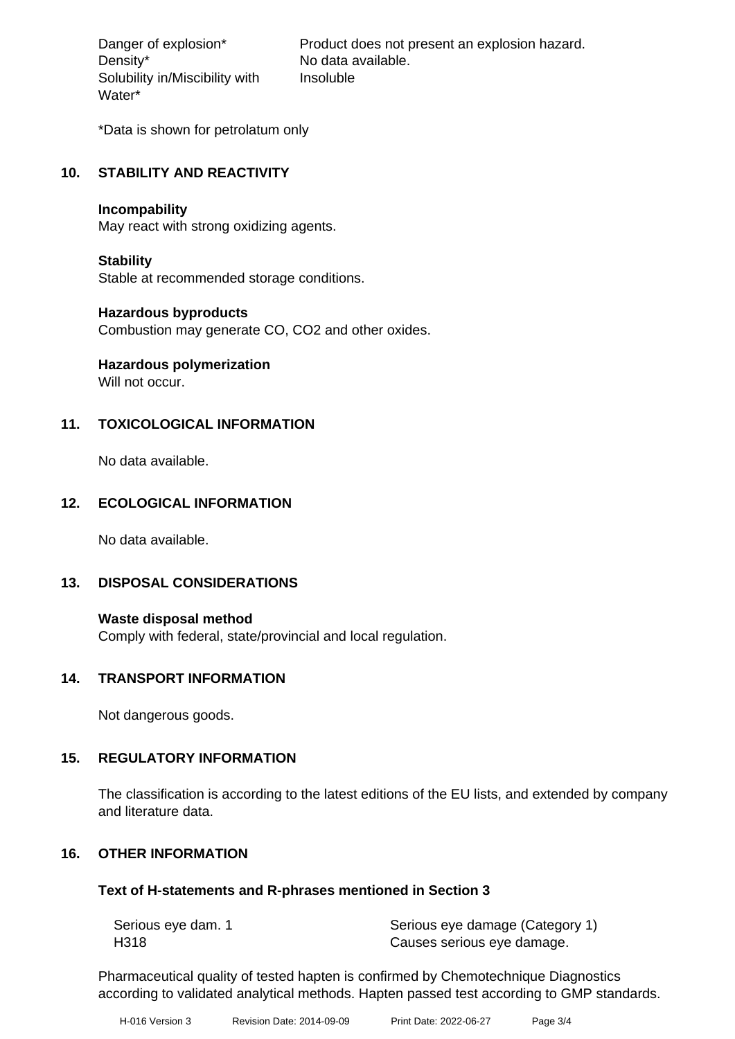| | |
|---|---|
| Danger of explosion* | Product does not present an explosion hazard. |
| Density* | No data available. |
| Solubility in/Miscibility with Water* | Insoluble |

*Data is shown for petrolatum only

## 10. STABILITY AND REACTIVITY

**Incompability**
May react with strong oxidizing agents.

**Stability**
Stable at recommended storage conditions.

**Hazardous byproducts**
Combustion may generate CO, $CO_2$ and other oxides.

**Hazardous polymerization**
Will not occur.

## 11. TOXICOLOGICAL INFORMATION

No data available.

## 12. ECOLOGICAL INFORMATION

No data available.

## 13. DISPOSAL CONSIDERATIONS

**Waste disposal method**
Comply with federal, state/provincial and local regulation.

## 14. TRANSPORT INFORMATION

Not dangerous goods.

## 15. REGULATORY INFORMATION

The classification is according to the latest editions of the EU lists, and extended by company and literature data.

## 16. OTHER INFORMATION

**Text of H-statements and R-phrases mentioned in Section 3**

| | |
|---|---|
| Serious eye dam. 1 | Serious eye damage (Category 1) |
| H318 | Causes serious eye damage. |

Pharmaceutical quality of tested hapten is confirmed by Chemotechnique Diagnostics according to validated analytical methods. Hapten passed test according to GMP standards.

H-016 Version 3 Revision Date: 2014-09-09 Print Date: 2022-06-27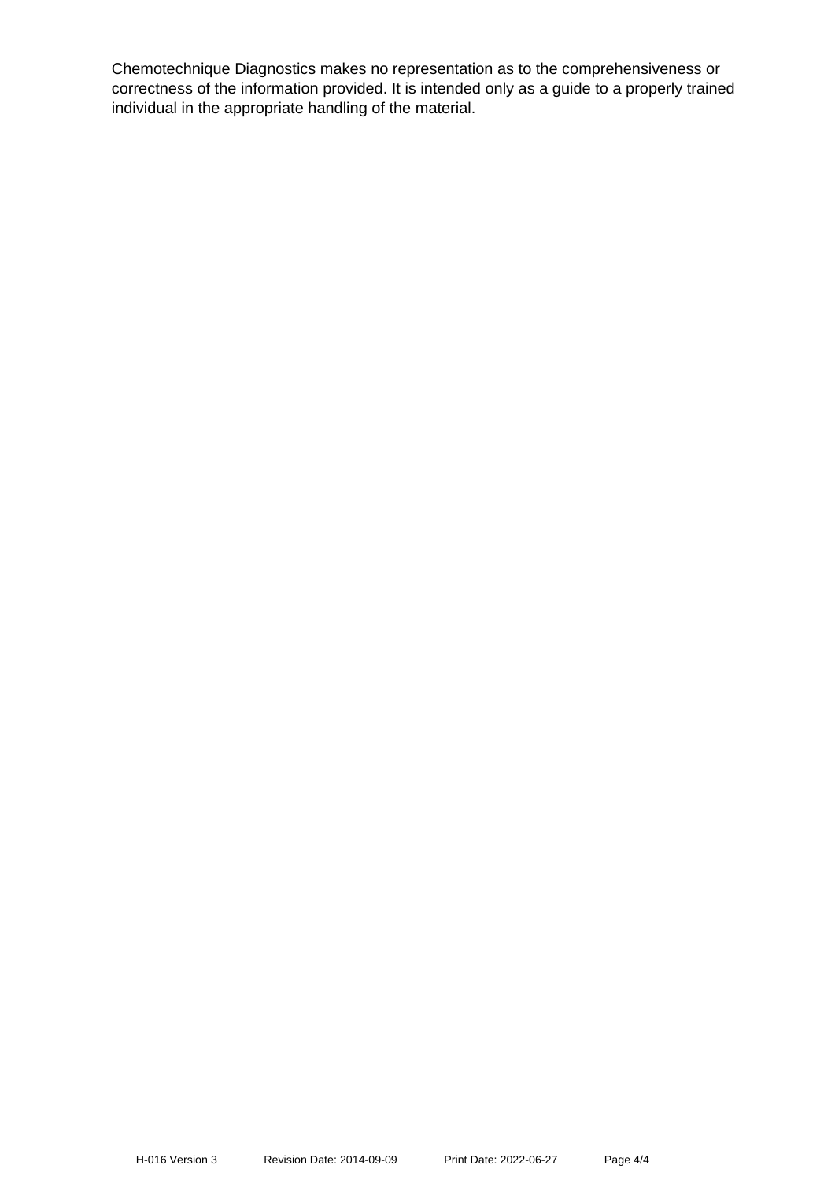Chemotechnique Diagnostics makes no representation as to the comprehensiveness or correctness of the information provided. It is intended only as a guide to a properly trained individual in the appropriate handling of the material.